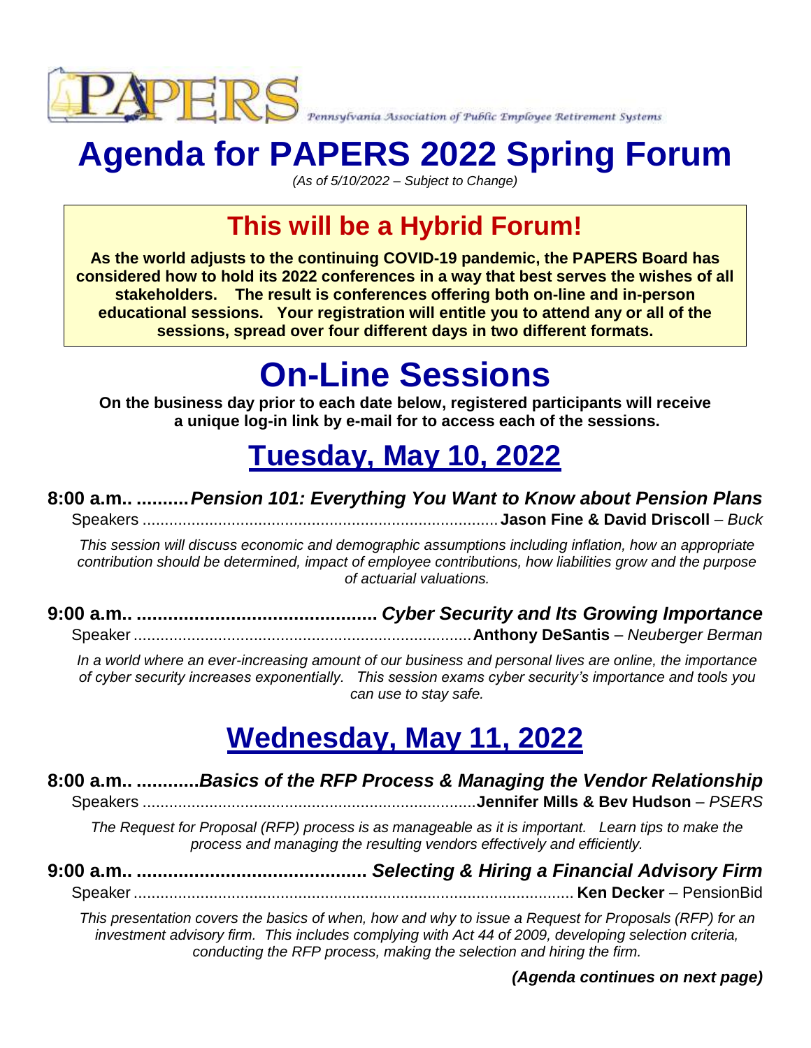PAPERS — Pennsylvania Association of Public Employee Retirement Systems

# Agenda for PAPERS 2022 Spring Forum

*(As of 5/10/2022 – Subject to Change)*

## This will be a Hybrid Forum!

**As the world adjusts to the continuing COVID-19 pandemic, the PAPERS Board has considered how to hold its 2022 conferences in a way that best serves the wishes of all stakeholders. The result is conferences offering both on-line and in-person educational sessions. Your registration will entitle you to attend any or all of the sessions, spread over four different days in two different formats.**

# On-Line Sessions

**On the business day prior to each date below, registered participants will receive a unique log-in link by e-mail for to access each of the sessions.**

## Tuesday, May 10, 2022

**8:00 a.m.. ..........*Pension 101: Everything You Want to Know about Pension Plans***

Speakers ................................................................................ **Jason Fine & David Driscoll** – *Buck*

*This session will discuss economic and demographic assumptions including inflation, how an appropriate contribution should be determined, impact of employee contributions, how liabilities grow and the purpose of actuarial valuations.*

**9:00 a.m.. .............................................. *Cyber Security and Its Growing Importance***

Speaker ............................................................................ **Anthony DeSantis** – *Neuberger Berman*

*In a world where an ever-increasing amount of our business and personal lives are online, the importance of cyber security increases exponentially. This session exams cyber security's importance and tools you can use to stay safe.*

## Wednesday, May 11, 2022

**8:00 a.m.. ............*Basics of the RFP Process & Managing the Vendor Relationship***

Speakers ............................................................................ **Jennifer Mills & Bev Hudson** – *PSERS*

*The Request for Proposal (RFP) process is as manageable as it is important. Learn tips to make the process and managing the resulting vendors effectively and efficiently.*

**9:00 a.m.. ............................................ *Selecting & Hiring a Financial Advisory Firm***

Speaker .................................................................................................... **Ken Decker** – PensionBid

*This presentation covers the basics of when, how and why to issue a Request for Proposals (RFP) for an investment advisory firm. This includes complying with Act 44 of 2009, developing selection criteria, conducting the RFP process, making the selection and hiring the firm.*

***(Agenda continues on next page)***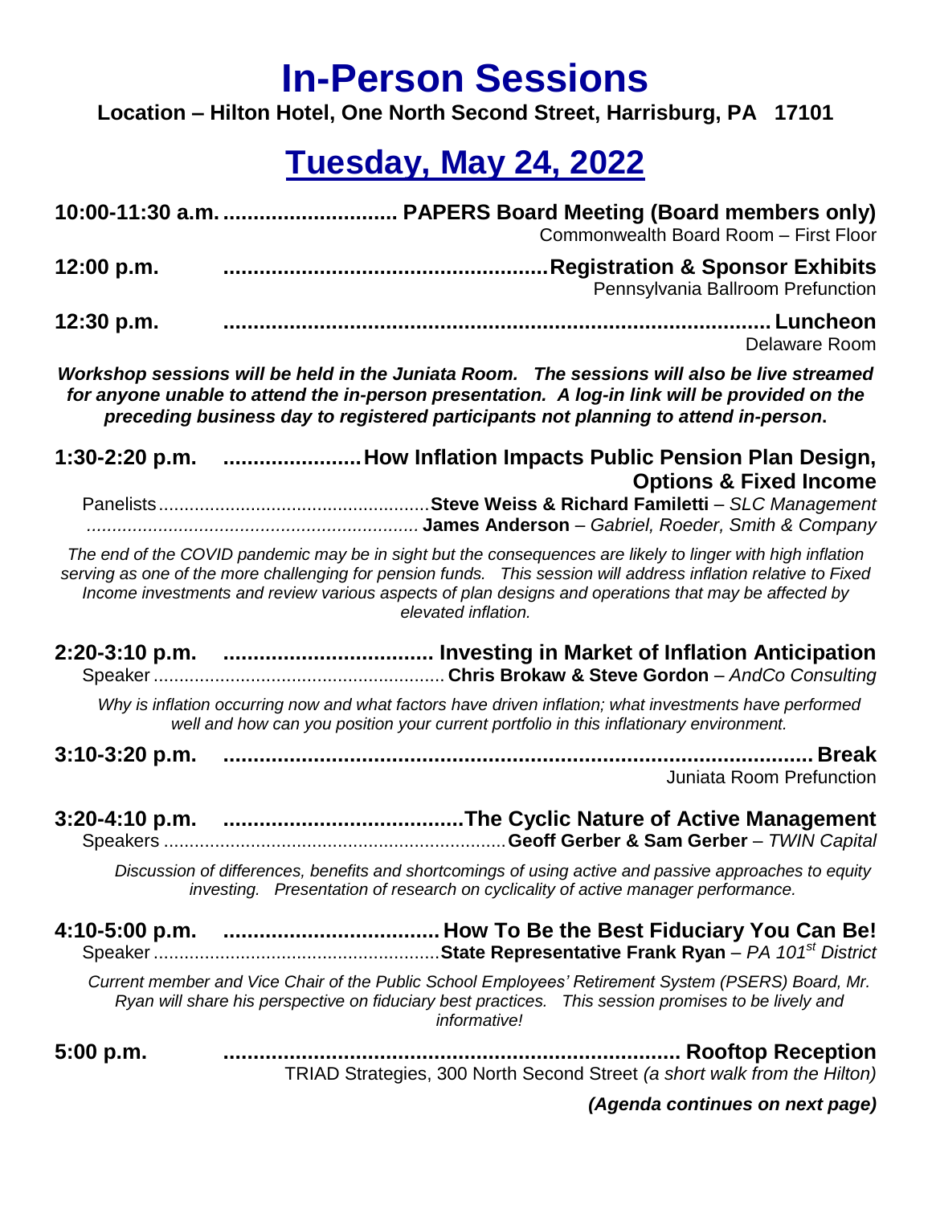# In-Person Sessions

**Location – Hilton Hotel, One North Second Street, Harrisburg, PA 17101**

## Tuesday, May 24, 2022

**10:00-11:30 a.m.** ............................ **PAPERS Board Meeting (Board members only)**
Commonwealth Board Room – First Floor

**12:00 p.m.** .................................................... **Registration & Sponsor Exhibits**
Pennsylvania Ballroom Prefunction

**12:30 p.m.** ......................................................................................... **Luncheon**
Delaware Room

***Workshop sessions will be held in the Juniata Room. The sessions will also be live streamed for anyone unable to attend the in-person presentation. A log-in link will be provided on the preceding business day to registered participants not planning to attend in-person.***

**1:30-2:20 p.m.** ....................... **How Inflation Impacts Public Pension Plan Design, Options & Fixed Income**
Panelists..................................................... **Steve Weiss & Richard Familetti** – *SLC Management*
................................................................ **James Anderson** – *Gabriel, Roeder, Smith & Company*

*The end of the COVID pandemic may be in sight but the consequences are likely to linger with high inflation serving as one of the more challenging for pension funds. This session will address inflation relative to Fixed Income investments and review various aspects of plan designs and operations that may be affected by elevated inflation.*

**2:20-3:10 p.m.** .................................. **Investing in Market of Inflation Anticipation**
Speaker ......................................................... **Chris Brokaw & Steve Gordon** – *AndCo Consulting*

*Why is inflation occurring now and what factors have driven inflation; what investments have performed well and how can you position your current portfolio in this inflationary environment.*

**3:10-3:20 p.m.** ................................................................................................ **Break**
Juniata Room Prefunction

**3:20-4:10 p.m.** ........................................ **The Cyclic Nature of Active Management**
Speakers ................................................................... **Geoff Gerber & Sam Gerber** – *TWIN Capital*

*Discussion of differences, benefits and shortcomings of using active and passive approaches to equity investing. Presentation of research on cyclicality of active manager performance.*

**4:10-5:00 p.m.** .................................... **How To Be the Best Fiduciary You Can Be!**
Speaker ........................................................ **State Representative Frank Ryan** – *PA 101st District*

*Current member and Vice Chair of the Public School Employees' Retirement System (PSERS) Board, Mr. Ryan will share his perspective on fiduciary best practices. This session promises to be lively and informative!*

**5:00 p.m.** ............................................................................ **Rooftop Reception**
TRIAD Strategies, 300 North Second Street *(a short walk from the Hilton)*

***(Agenda continues on next page)***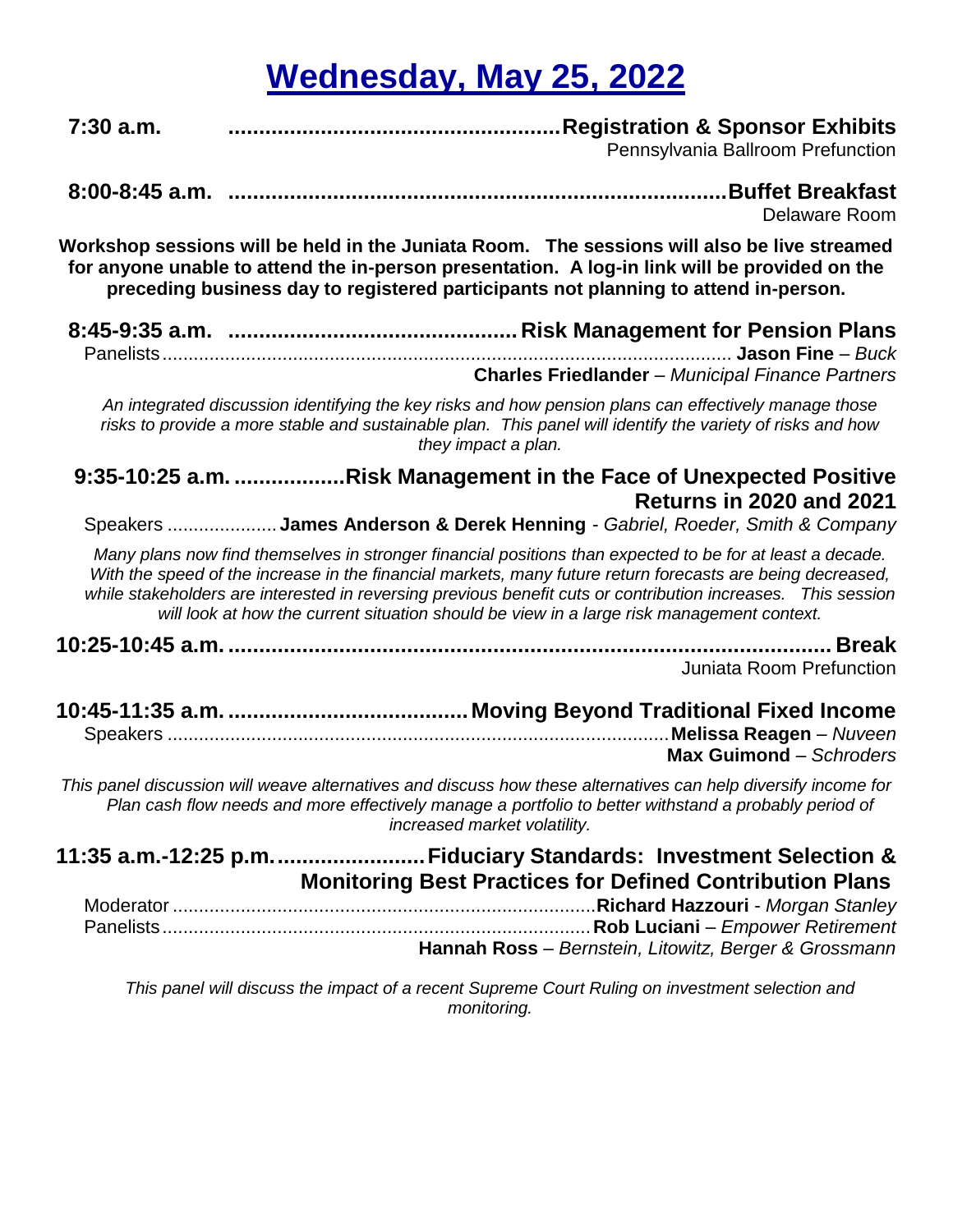# Wednesday, May 25, 2022

**7:30 a.m. .................................................... Registration & Sponsor Exhibits**
Pennsylvania Ballroom Prefunction

**8:00-8:45 a.m. .................................................................... Buffet Breakfast**
Delaware Room

**Workshop sessions will be held in the Juniata Room. The sessions will also be live streamed for anyone unable to attend the in-person presentation. A log-in link will be provided on the preceding business day to registered participants not planning to attend in-person.**

**8:45-9:35 a.m. ............................................ Risk Management for Pension Plans**
Panelists ........................................................................................... **Jason Fine** – *Buck*
**Charles Friedlander** – *Municipal Finance Partners*

*An integrated discussion identifying the key risks and how pension plans can effectively manage those risks to provide a more stable and sustainable plan. This panel will identify the variety of risks and how they impact a plan.*

**9:35-10:25 a.m. .................. Risk Management in the Face of Unexpected Positive Returns in 2020 and 2021**
Speakers ..................... **James Anderson & Derek Henning** - *Gabriel, Roeder, Smith & Company*

*Many plans now find themselves in stronger financial positions than expected to be for at least a decade. With the speed of the increase in the financial markets, many future return forecasts are being decreased, while stakeholders are interested in reversing previous benefit cuts or contribution increases. This session will look at how the current situation should be view in a large risk management context.*

**10:25-10:45 a.m. ..................................................................................... Break**
Juniata Room Prefunction

**10:45-11:35 a.m. ...................................... Moving Beyond Traditional Fixed Income**
Speakers ................................................................................. **Melissa Reagen** – *Nuveen*
**Max Guimond** – *Schroders*

*This panel discussion will weave alternatives and discuss how these alternatives can help diversify income for Plan cash flow needs and more effectively manage a portfolio to better withstand a probably period of increased market volatility.*

**11:35 a.m.-12:25 p.m. ....................... Fiduciary Standards: Investment Selection & Monitoring Best Practices for Defined Contribution Plans**
Moderator .................................................................... **Richard Hazzouri** - *Morgan Stanley*
Panelists ...................................................................... **Rob Luciani** – *Empower Retirement*
**Hannah Ross** – *Bernstein, Litowitz, Berger & Grossmann*

*This panel will discuss the impact of a recent Supreme Court Ruling on investment selection and monitoring.*